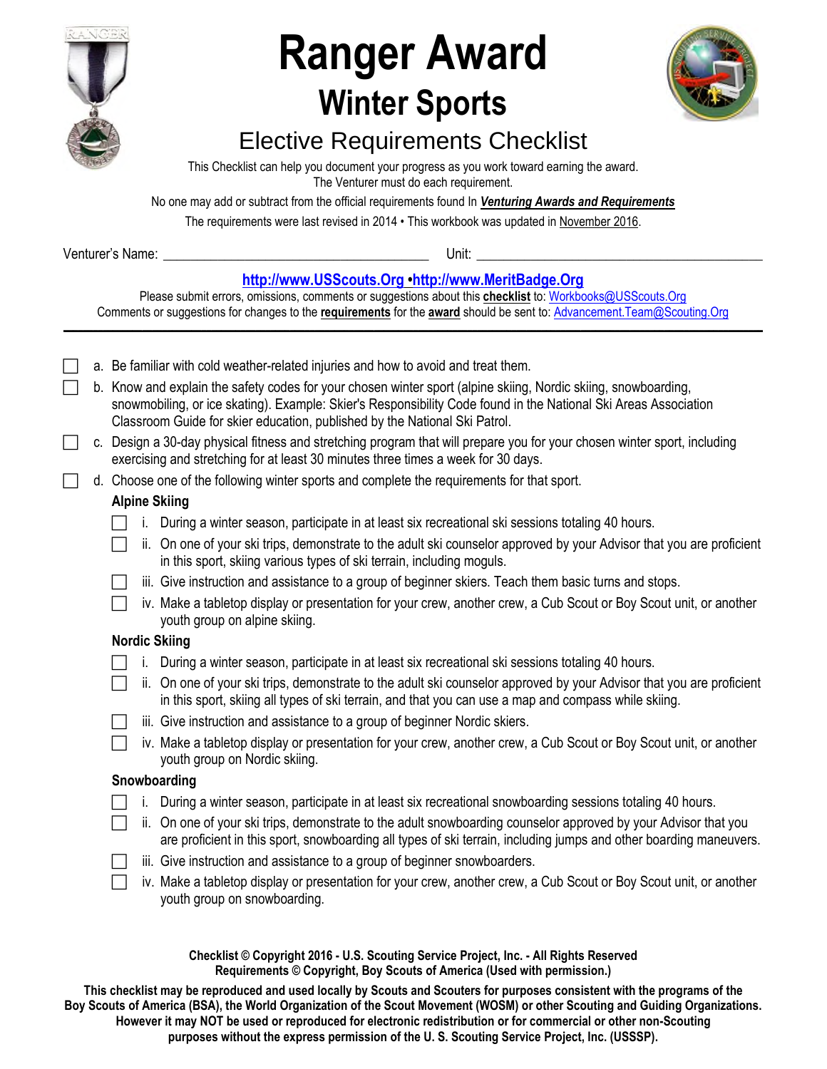# Ranger Award

## Winter Sports

### Elective Requirements Checklist

This Checklist can help you document your progress as you work toward earning the award.
The Venturer must do each requirement.

No one may add or subtract from the official requirements found In ***Venturing Awards and Requirements***

The requirements were last revised in 2014 • This workbook was updated in November 2016.

Venturer's Name: ______________________________ Unit: ______________________________

**http://www.USScouts.Org •http://www.MeritBadge.Org**

Please submit errors, omissions, comments or suggestions about this **checklist** to: Workbooks@USScouts.Org
Comments or suggestions for changes to the **requirements** for the **award** should be sent to: Advancement.Team@Scouting.Org

---

- ☐ a. Be familiar with cold weather-related injuries and how to avoid and treat them.
- ☐ b. Know and explain the safety codes for your chosen winter sport (alpine skiing, Nordic skiing, snowboarding, snowmobiling, or ice skating). Example: Skier's Responsibility Code found in the National Ski Areas Association Classroom Guide for skier education, published by the National Ski Patrol.
- ☐ c. Design a 30-day physical fitness and stretching program that will prepare you for your chosen winter sport, including exercising and stretching for at least 30 minutes three times a week for 30 days.
- ☐ d. Choose one of the following winter sports and complete the requirements for that sport.

**Alpine Skiing**

- ☐ i. During a winter season, participate in at least six recreational ski sessions totaling 40 hours.
- ☐ ii. On one of your ski trips, demonstrate to the adult ski counselor approved by your Advisor that you are proficient in this sport, skiing various types of ski terrain, including moguls.
- ☐ iii. Give instruction and assistance to a group of beginner skiers. Teach them basic turns and stops.
- ☐ iv. Make a tabletop display or presentation for your crew, another crew, a Cub Scout or Boy Scout unit, or another youth group on alpine skiing.

**Nordic Skiing**

- ☐ i. During a winter season, participate in at least six recreational ski sessions totaling 40 hours.
- ☐ ii. On one of your ski trips, demonstrate to the adult ski counselor approved by your Advisor that you are proficient in this sport, skiing all types of ski terrain, and that you can use a map and compass while skiing.
- ☐ iii. Give instruction and assistance to a group of beginner Nordic skiers.
- ☐ iv. Make a tabletop display or presentation for your crew, another crew, a Cub Scout or Boy Scout unit, or another youth group on Nordic skiing.

**Snowboarding**

- ☐ i. During a winter season, participate in at least six recreational snowboarding sessions totaling 40 hours.
- ☐ ii. On one of your ski trips, demonstrate to the adult snowboarding counselor approved by your Advisor that you are proficient in this sport, snowboarding all types of ski terrain, including jumps and other boarding maneuvers.
- ☐ iii. Give instruction and assistance to a group of beginner snowboarders.
- ☐ iv. Make a tabletop display or presentation for your crew, another crew, a Cub Scout or Boy Scout unit, or another youth group on snowboarding.

**Checklist © Copyright 2016 - U.S. Scouting Service Project, Inc. - All Rights Reserved**
**Requirements © Copyright, Boy Scouts of America (Used with permission.)**

**This checklist may be reproduced and used locally by Scouts and Scouters for purposes consistent with the programs of the Boy Scouts of America (BSA), the World Organization of the Scout Movement (WOSM) or other Scouting and Guiding Organizations. However it may NOT be used or reproduced for electronic redistribution or for commercial or other non-Scouting purposes without the express permission of the U. S. Scouting Service Project, Inc. (USSSP).**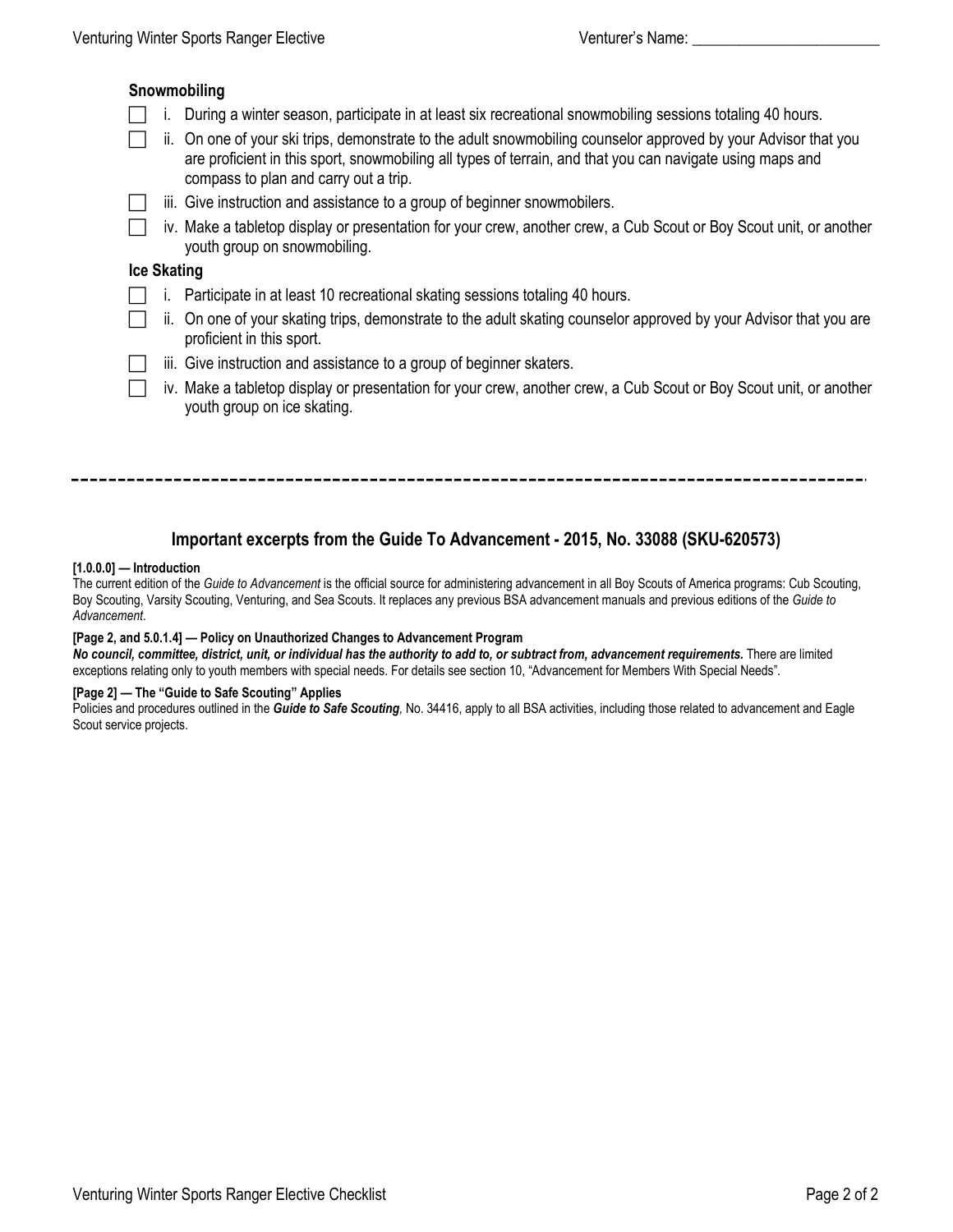**Snowmobiling**

- [ ] i. During a winter season, participate in at least six recreational snowmobiling sessions totaling 40 hours.
- [ ] ii. On one of your ski trips, demonstrate to the adult snowmobiling counselor approved by your Advisor that you are proficient in this sport, snowmobiling all types of terrain, and that you can navigate using maps and compass to plan and carry out a trip.
- [ ] iii. Give instruction and assistance to a group of beginner snowmobilers.
- [ ] iv. Make a tabletop display or presentation for your crew, another crew, a Cub Scout or Boy Scout unit, or another youth group on snowmobiling.

**Ice Skating**

- [ ] i. Participate in at least 10 recreational skating sessions totaling 40 hours.
- [ ] ii. On one of your skating trips, demonstrate to the adult skating counselor approved by your Advisor that you are proficient in this sport.
- [ ] iii. Give instruction and assistance to a group of beginner skaters.
- [ ] iv. Make a tabletop display or presentation for your crew, another crew, a Cub Scout or Boy Scout unit, or another youth group on ice skating.

---

## Important excerpts from the Guide To Advancement - 2015, No. 33088 (SKU-620573)

**[1.0.0.0] — Introduction**

The current edition of the *Guide to Advancement* is the official source for administering advancement in all Boy Scouts of America programs: Cub Scouting, Boy Scouting, Varsity Scouting, Venturing, and Sea Scouts. It replaces any previous BSA advancement manuals and previous editions of the *Guide to Advancement*.

**[Page 2, and 5.0.1.4] — Policy on Unauthorized Changes to Advancement Program**

***No council, committee, district, unit, or individual has the authority to add to, or subtract from, advancement requirements.*** There are limited exceptions relating only to youth members with special needs. For details see section 10, "Advancement for Members With Special Needs".

**[Page 2] — The "Guide to Safe Scouting" Applies**

Policies and procedures outlined in the ***Guide to Safe Scouting****,* No. 34416, apply to all BSA activities, including those related to advancement and Eagle Scout service projects.